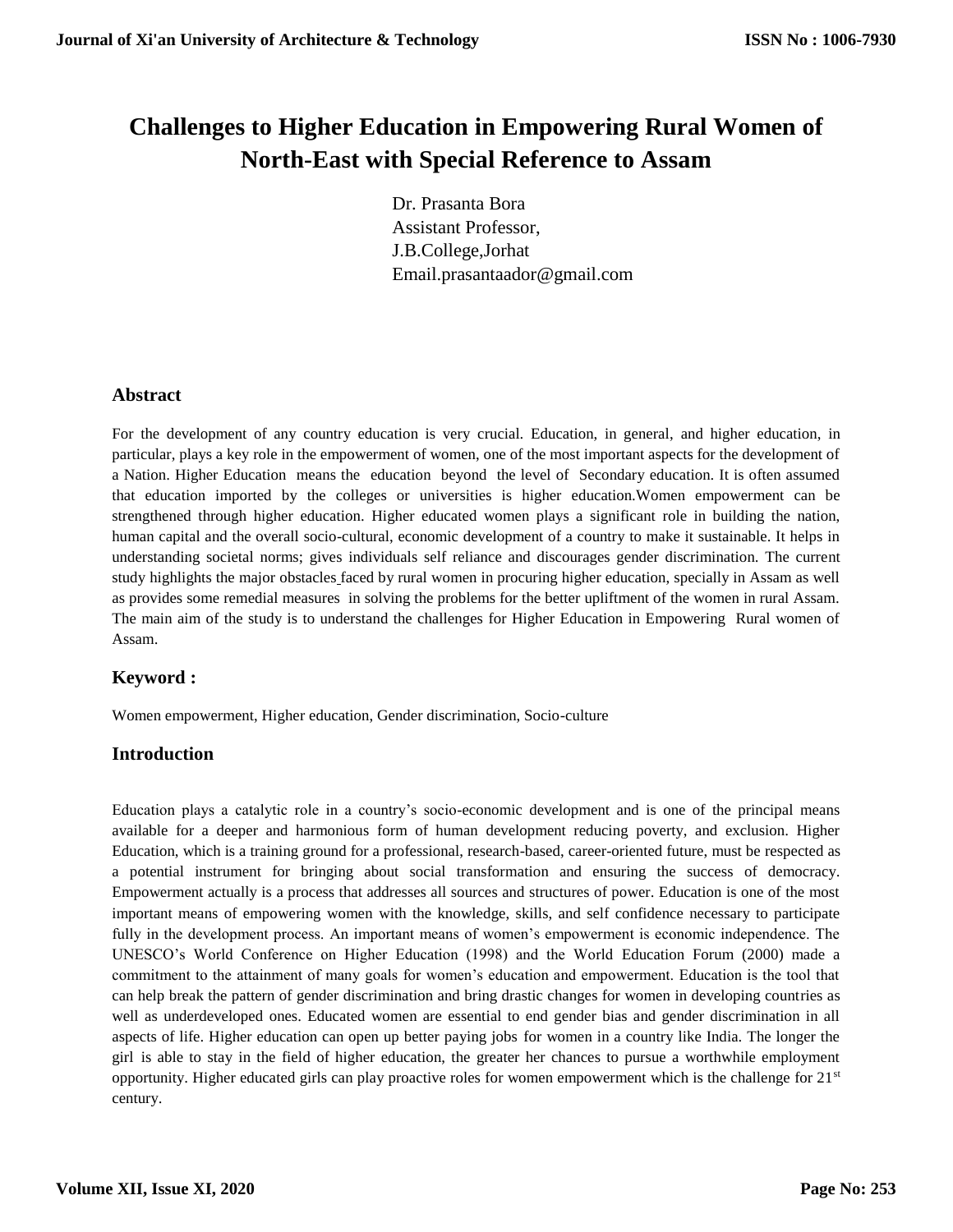# Challenges to Higher Education in Empowering Rural Women of North-East with Special Reference to Assam

Dr. Prasanta Bora
Assistant Professor,
J.B.College,Jorhat
Email.prasantaador@gmail.com

## Abstract

For the development of any country education is very crucial. Education, in general, and higher education, in particular, plays a key role in the empowerment of women, one of the most important aspects for the development of a Nation. Higher Education means the education beyond the level of Secondary education. It is often assumed that education imported by the colleges or universities is higher education.Women empowerment can be strengthened through higher education. Higher educated women plays a significant role in building the nation, human capital and the overall socio-cultural, economic development of a country to make it sustainable. It helps in understanding societal norms; gives individuals self reliance and discourages gender discrimination. The current study highlights the major obstacles faced by rural women in procuring higher education, specially in Assam as well as provides some remedial measures in solving the problems for the better upliftment of the women in rural Assam. The main aim of the study is to understand the challenges for Higher Education in Empowering Rural women of Assam.

## Keyword :

Women empowerment, Higher education, Gender discrimination, Socio-culture

## Introduction

Education plays a catalytic role in a country's socio-economic development and is one of the principal means available for a deeper and harmonious form of human development reducing poverty, and exclusion. Higher Education, which is a training ground for a professional, research-based, career-oriented future, must be respected as a potential instrument for bringing about social transformation and ensuring the success of democracy. Empowerment actually is a process that addresses all sources and structures of power. Education is one of the most important means of empowering women with the knowledge, skills, and self confidence necessary to participate fully in the development process. An important means of women's empowerment is economic independence. The UNESCO's World Conference on Higher Education (1998) and the World Education Forum (2000) made a commitment to the attainment of many goals for women's education and empowerment. Education is the tool that can help break the pattern of gender discrimination and bring drastic changes for women in developing countries as well as underdeveloped ones. Educated women are essential to end gender bias and gender discrimination in all aspects of life. Higher education can open up better paying jobs for women in a country like India. The longer the girl is able to stay in the field of higher education, the greater her chances to pursue a worthwhile employment opportunity. Higher educated girls can play proactive roles for women empowerment which is the challenge for 21st century.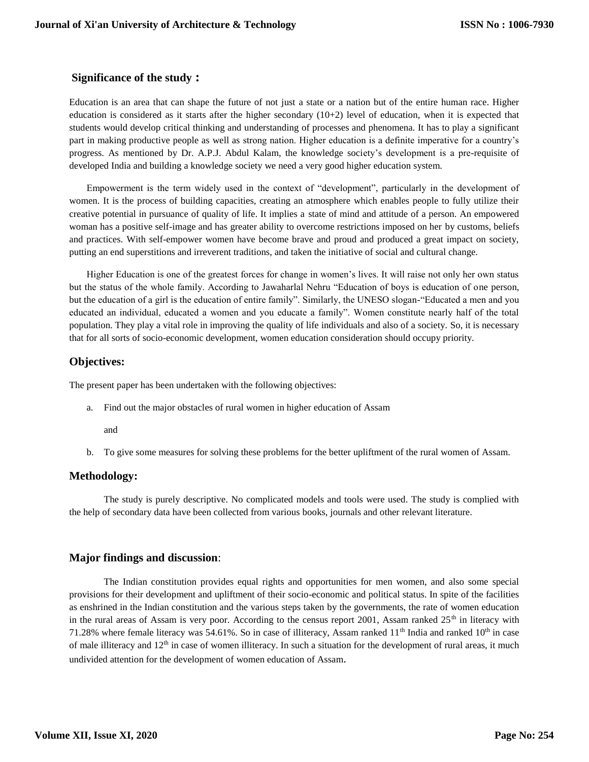## Significance of the study :

Education is an area that can shape the future of not just a state or a nation but of the entire human race. Higher education is considered as it starts after the higher secondary (10+2) level of education, when it is expected that students would develop critical thinking and understanding of processes and phenomena. It has to play a significant part in making productive people as well as strong nation. Higher education is a definite imperative for a country's progress. As mentioned by Dr. A.P.J. Abdul Kalam, the knowledge society's development is a pre-requisite of developed India and building a knowledge society we need a very good higher education system.

Empowerment is the term widely used in the context of "development", particularly in the development of women. It is the process of building capacities, creating an atmosphere which enables people to fully utilize their creative potential in pursuance of quality of life. It implies a state of mind and attitude of a person. An empowered woman has a positive self-image and has greater ability to overcome restrictions imposed on her by customs, beliefs and practices. With self-empower women have become brave and proud and produced a great impact on society, putting an end superstitions and irreverent traditions, and taken the initiative of social and cultural change.

Higher Education is one of the greatest forces for change in women's lives. It will raise not only her own status but the status of the whole family. According to Jawaharlal Nehru "Education of boys is education of one person, but the education of a girl is the education of entire family". Similarly, the UNESO slogan-"Educated a men and you educated an individual, educated a women and you educate a family". Women constitute nearly half of the total population. They play a vital role in improving the quality of life individuals and also of a society. So, it is necessary that for all sorts of socio-economic development, women education consideration should occupy priority.

## Objectives:

The present paper has been undertaken with the following objectives:

a. Find out the major obstacles of rural women in higher education of Assam

   and

b. To give some measures for solving these problems for the better upliftment of the rural women of Assam.

## Methodology:

The study is purely descriptive. No complicated models and tools were used. The study is complied with the help of secondary data have been collected from various books, journals and other relevant literature.

## Major findings and discussion:

The Indian constitution provides equal rights and opportunities for men women, and also some special provisions for their development and upliftment of their socio-economic and political status. In spite of the facilities as enshrined in the Indian constitution and the various steps taken by the governments, the rate of women education in the rural areas of Assam is very poor. According to the census report 2001, Assam ranked 25th in literacy with 71.28% where female literacy was 54.61%. So in case of illiteracy, Assam ranked 11th India and ranked 10th in case of male illiteracy and 12th in case of women illiteracy. In such a situation for the development of rural areas, it much undivided attention for the development of women education of Assam.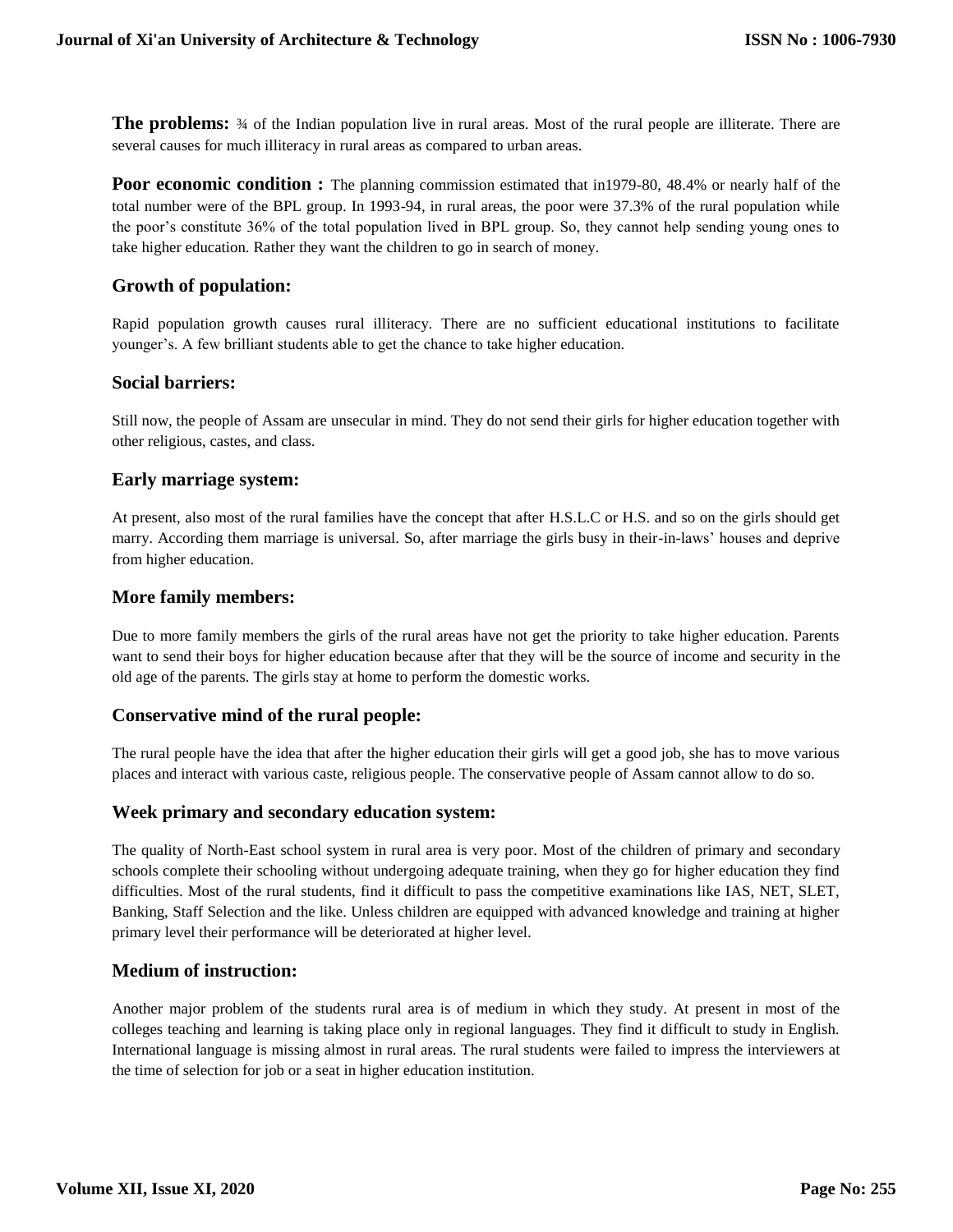**The problems:** ¾ of the Indian population live in rural areas. Most of the rural people are illiterate. There are several causes for much illiteracy in rural areas as compared to urban areas.

**Poor economic condition :** The planning commission estimated that in1979-80, 48.4% or nearly half of the total number were of the BPL group. In 1993-94, in rural areas, the poor were 37.3% of the rural population while the poor's constitute 36% of the total population lived in BPL group. So, they cannot help sending young ones to take higher education. Rather they want the children to go in search of money.

### Growth of population:

Rapid population growth causes rural illiteracy. There are no sufficient educational institutions to facilitate younger's. A few brilliant students able to get the chance to take higher education.

### Social barriers:

Still now, the people of Assam are unsecular in mind. They do not send their girls for higher education together with other religious, castes, and class.

### Early marriage system:

At present, also most of the rural families have the concept that after H.S.L.C or H.S. and so on the girls should get marry. According them marriage is universal. So, after marriage the girls busy in their-in-laws' houses and deprive from higher education.

### More family members:

Due to more family members the girls of the rural areas have not get the priority to take higher education. Parents want to send their boys for higher education because after that they will be the source of income and security in the old age of the parents. The girls stay at home to perform the domestic works.

### Conservative mind of the rural people:

The rural people have the idea that after the higher education their girls will get a good job, she has to move various places and interact with various caste, religious people. The conservative people of Assam cannot allow to do so.

### Week primary and secondary education system:

The quality of North-East school system in rural area is very poor. Most of the children of primary and secondary schools complete their schooling without undergoing adequate training, when they go for higher education they find difficulties. Most of the rural students, find it difficult to pass the competitive examinations like IAS, NET, SLET, Banking, Staff Selection and the like. Unless children are equipped with advanced knowledge and training at higher primary level their performance will be deteriorated at higher level.

### Medium of instruction:

Another major problem of the students rural area is of medium in which they study. At present in most of the colleges teaching and learning is taking place only in regional languages. They find it difficult to study in English. International language is missing almost in rural areas. The rural students were failed to impress the interviewers at the time of selection for job or a seat in higher education institution.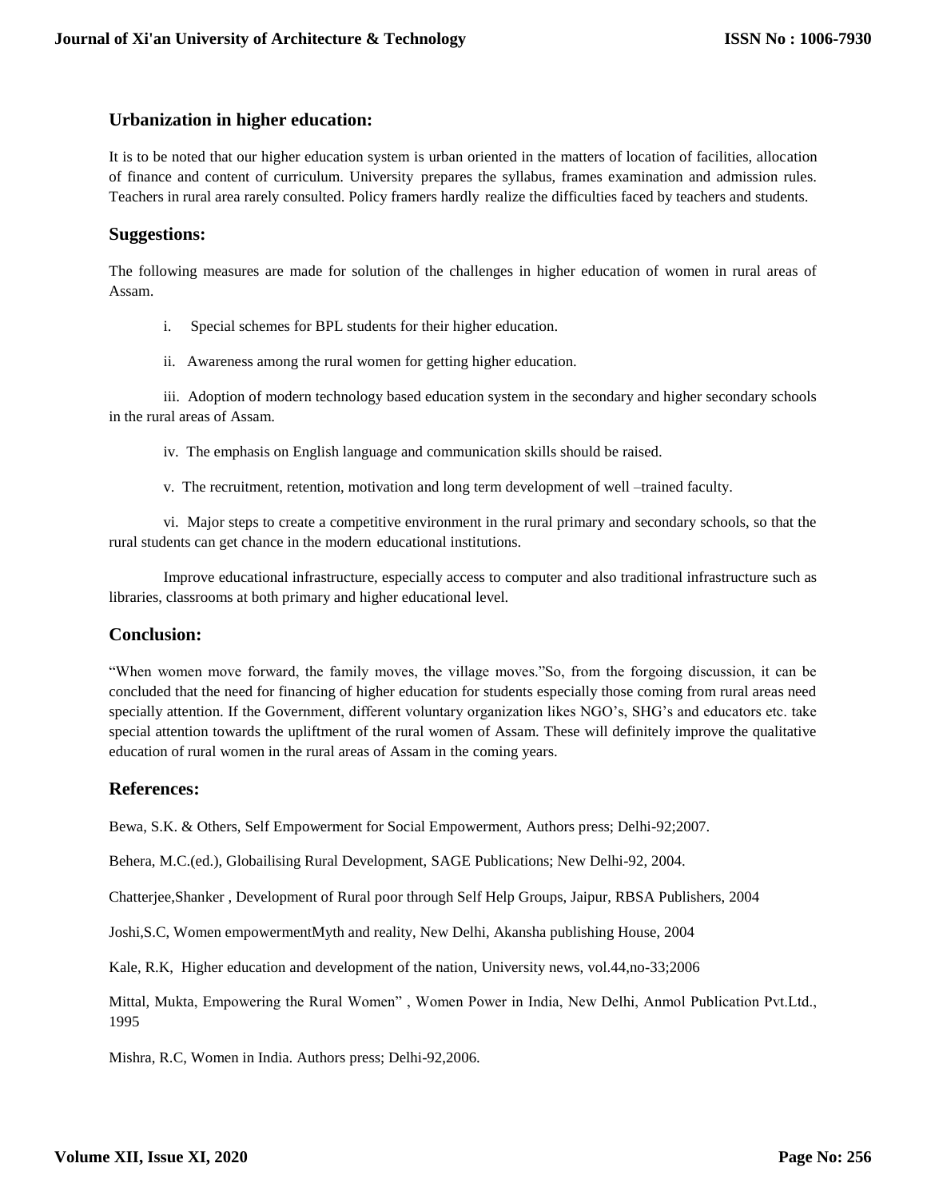## Urbanization in higher education:

It is to be noted that our higher education system is urban oriented in the matters of location of facilities, allocation of finance and content of curriculum. University prepares the syllabus, frames examination and admission rules. Teachers in rural area rarely consulted. Policy framers hardly realize the difficulties faced by teachers and students.

## Suggestions:

The following measures are made for solution of the challenges in higher education of women in rural areas of Assam.

i. Special schemes for BPL students for their higher education.

ii. Awareness among the rural women for getting higher education.

iii. Adoption of modern technology based education system in the secondary and higher secondary schools in the rural areas of Assam.

iv. The emphasis on English language and communication skills should be raised.

v. The recruitment, retention, motivation and long term development of well –trained faculty.

vi. Major steps to create a competitive environment in the rural primary and secondary schools, so that the rural students can get chance in the modern educational institutions.

Improve educational infrastructure, especially access to computer and also traditional infrastructure such as libraries, classrooms at both primary and higher educational level.

## Conclusion:

"When women move forward, the family moves, the village moves."So, from the forgoing discussion, it can be concluded that the need for financing of higher education for students especially those coming from rural areas need specially attention. If the Government, different voluntary organization likes NGO's, SHG's and educators etc. take special attention towards the upliftment of the rural women of Assam. These will definitely improve the qualitative education of rural women in the rural areas of Assam in the coming years.

## References:

Bewa, S.K. & Others, Self Empowerment for Social Empowerment, Authors press; Delhi-92;2007.

Behera, M.C.(ed.), Globailising Rural Development, SAGE Publications; New Delhi-92, 2004.

Chatterjee,Shanker , Development of Rural poor through Self Help Groups, Jaipur, RBSA Publishers, 2004

Joshi,S.C, Women empowermentMyth and reality, New Delhi, Akansha publishing House, 2004

Kale, R.K, Higher education and development of the nation, University news, vol.44,no-33;2006

Mittal, Mukta, Empowering the Rural Women" , Women Power in India, New Delhi, Anmol Publication Pvt.Ltd., 1995

Mishra, R.C, Women in India. Authors press; Delhi-92,2006.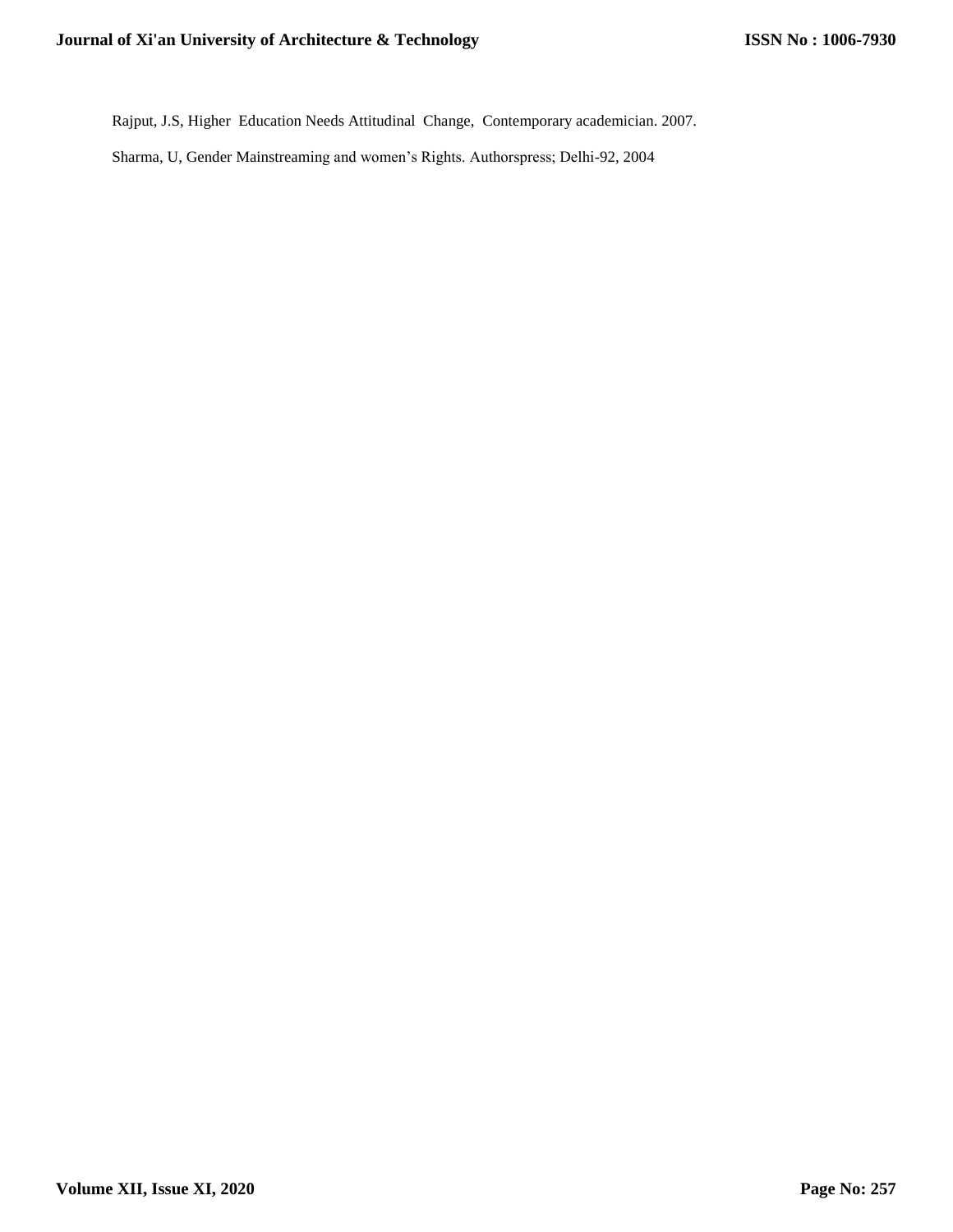Rajput, J.S, Higher Education Needs Attitudinal Change, Contemporary academician. 2007.

Sharma, U, Gender Mainstreaming and women's Rights. Authorspress; Delhi-92, 2004